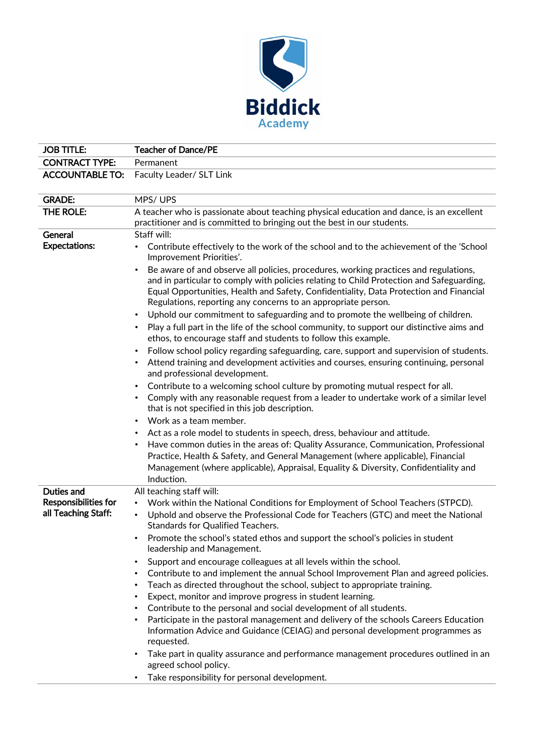**Biddick Academy**

| **JOB TITLE:** | **Teacher of Dance/PE** |
|---|---|
| **CONTRACT TYPE:** | Permanent |
| **ACCOUNTABLE TO:** | Faculty Leader/ SLT Link |

| **GRADE:** | MPS/ UPS |
|---|---|
| **THE ROLE:** | A teacher who is passionate about teaching physical education and dance, is an excellent practitioner and is committed to bringing out the best in our students. |
| **General Expectations:** | Staff will:<br>• Contribute effectively to the work of the school and to the achievement of the 'School Improvement Priorities'.<br>• Be aware of and observe all policies, procedures, working practices and regulations, and in particular to comply with policies relating to Child Protection and Safeguarding, Equal Opportunities, Health and Safety, Confidentiality, Data Protection and Financial Regulations, reporting any concerns to an appropriate person.<br>• Uphold our commitment to safeguarding and to promote the wellbeing of children.<br>• Play a full part in the life of the school community, to support our distinctive aims and ethos, to encourage staff and students to follow this example.<br>• Follow school policy regarding safeguarding, care, support and supervision of students.<br>• Attend training and development activities and courses, ensuring continuing, personal and professional development.<br>• Contribute to a welcoming school culture by promoting mutual respect for all.<br>• Comply with any reasonable request from a leader to undertake work of a similar level that is not specified in this job description.<br>• Work as a team member.<br>• Act as a role model to students in speech, dress, behaviour and attitude.<br>• Have common duties in the areas of: Quality Assurance, Communication, Professional Practice, Health & Safety, and General Management (where applicable), Financial Management (where applicable), Appraisal, Equality & Diversity, Confidentiality and Induction. |
| **Duties and Responsibilities for all Teaching Staff:** | All teaching staff will:<br>• Work within the National Conditions for Employment of School Teachers (STPCD).<br>• Uphold and observe the Professional Code for Teachers (GTC) and meet the National Standards for Qualified Teachers.<br>• Promote the school's stated ethos and support the school's policies in student leadership and Management.<br>• Support and encourage colleagues at all levels within the school.<br>• Contribute to and implement the annual School Improvement Plan and agreed policies.<br>• Teach as directed throughout the school, subject to appropriate training.<br>• Expect, monitor and improve progress in student learning.<br>• Contribute to the personal and social development of all students.<br>• Participate in the pastoral management and delivery of the schools Careers Education Information Advice and Guidance (CEIAG) and personal development programmes as requested.<br>• Take part in quality assurance and performance management procedures outlined in an agreed school policy.<br>• Take responsibility for personal development. |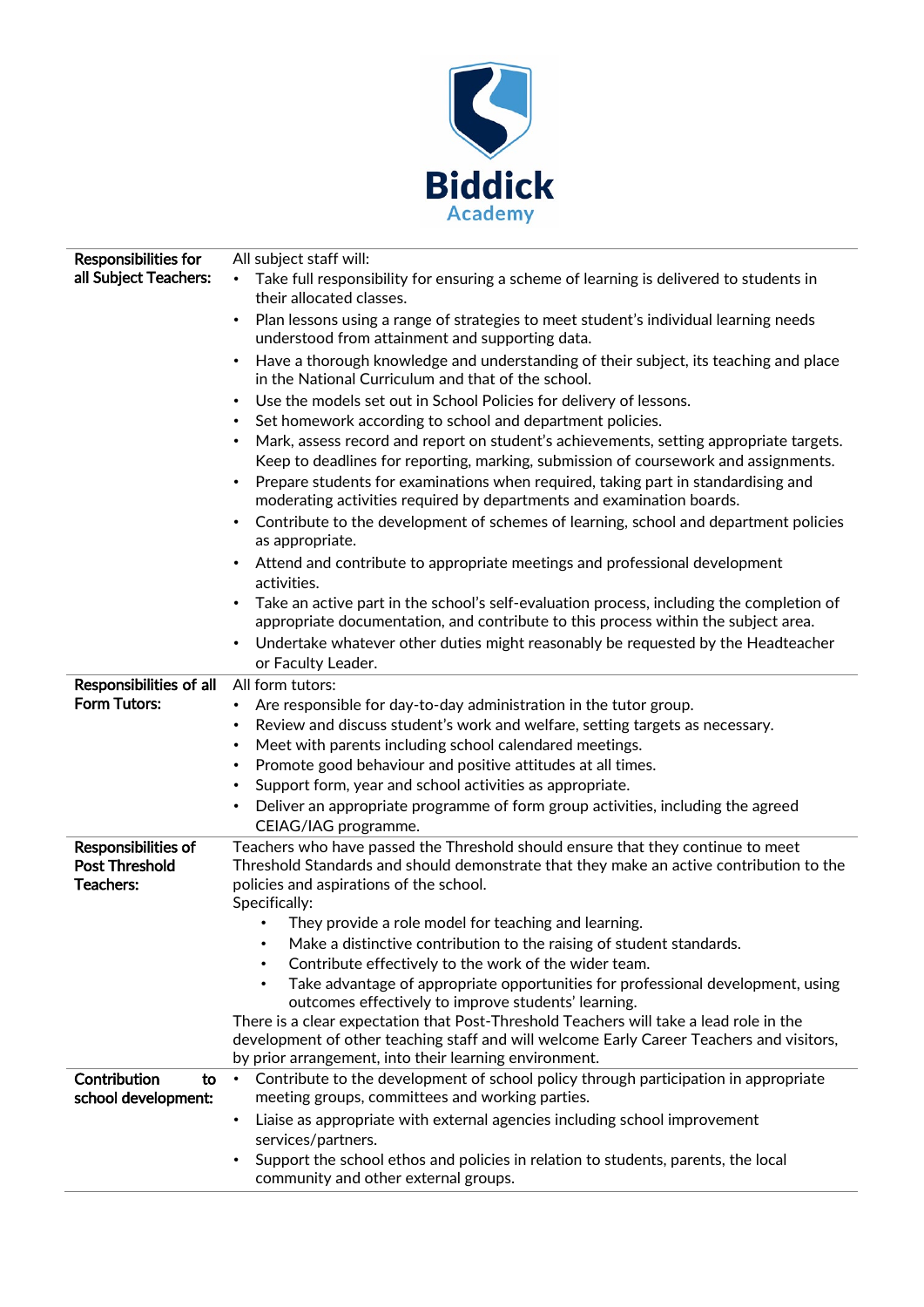**Biddick Academy**

| | |
|---|---|
| **Responsibilities for all Subject Teachers:** | All subject staff will:<br>• Take full responsibility for ensuring a scheme of learning is delivered to students in their allocated classes.<br>• Plan lessons using a range of strategies to meet student's individual learning needs understood from attainment and supporting data.<br>• Have a thorough knowledge and understanding of their subject, its teaching and place in the National Curriculum and that of the school.<br>• Use the models set out in School Policies for delivery of lessons.<br>• Set homework according to school and department policies.<br>• Mark, assess record and report on student's achievements, setting appropriate targets. Keep to deadlines for reporting, marking, submission of coursework and assignments.<br>• Prepare students for examinations when required, taking part in standardising and moderating activities required by departments and examination boards.<br>• Contribute to the development of schemes of learning, school and department policies as appropriate.<br>• Attend and contribute to appropriate meetings and professional development activities.<br>• Take an active part in the school's self-evaluation process, including the completion of appropriate documentation, and contribute to this process within the subject area.<br>• Undertake whatever other duties might reasonably be requested by the Headteacher or Faculty Leader. |
| **Responsibilities of all Form Tutors:** | All form tutors:<br>• Are responsible for day-to-day administration in the tutor group.<br>• Review and discuss student's work and welfare, setting targets as necessary.<br>• Meet with parents including school calendared meetings.<br>• Promote good behaviour and positive attitudes at all times.<br>• Support form, year and school activities as appropriate.<br>• Deliver an appropriate programme of form group activities, including the agreed CEIAG/IAG programme. |
| **Responsibilities of Post Threshold Teachers:** | Teachers who have passed the Threshold should ensure that they continue to meet Threshold Standards and should demonstrate that they make an active contribution to the policies and aspirations of the school.<br>Specifically:<br>• They provide a role model for teaching and learning.<br>• Make a distinctive contribution to the raising of student standards.<br>• Contribute effectively to the work of the wider team.<br>• Take advantage of appropriate opportunities for professional development, using outcomes effectively to improve students' learning.<br>There is a clear expectation that Post-Threshold Teachers will take a lead role in the development of other teaching staff and will welcome Early Career Teachers and visitors, by prior arrangement, into their learning environment. |
| **Contribution to school development:** | • Contribute to the development of school policy through participation in appropriate meeting groups, committees and working parties.<br>• Liaise as appropriate with external agencies including school improvement services/partners.<br>• Support the school ethos and policies in relation to students, parents, the local community and other external groups. |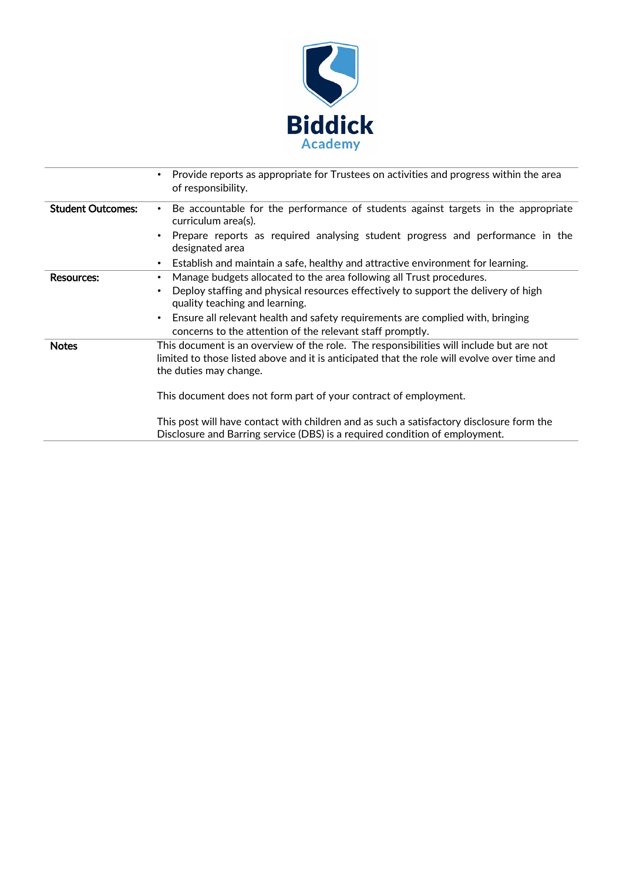| | |
|---|---|
| | • Provide reports as appropriate for Trustees on activities and progress within the area of responsibility. |
| **Student Outcomes:** | • Be accountable for the performance of students against targets in the appropriate curriculum area(s).<br>• Prepare reports as required analysing student progress and performance in the designated area<br>• Establish and maintain a safe, healthy and attractive environment for learning. |
| **Resources:** | • Manage budgets allocated to the area following all Trust procedures.<br>• Deploy staffing and physical resources effectively to support the delivery of high quality teaching and learning.<br>• Ensure all relevant health and safety requirements are complied with, bringing concerns to the attention of the relevant staff promptly. |
| **Notes** | This document is an overview of the role. The responsibilities will include but are not limited to those listed above and it is anticipated that the role will evolve over time and the duties may change.<br><br>This document does not form part of your contract of employment.<br><br>This post will have contact with children and as such a satisfactory disclosure form the Disclosure and Barring service (DBS) is a required condition of employment. |